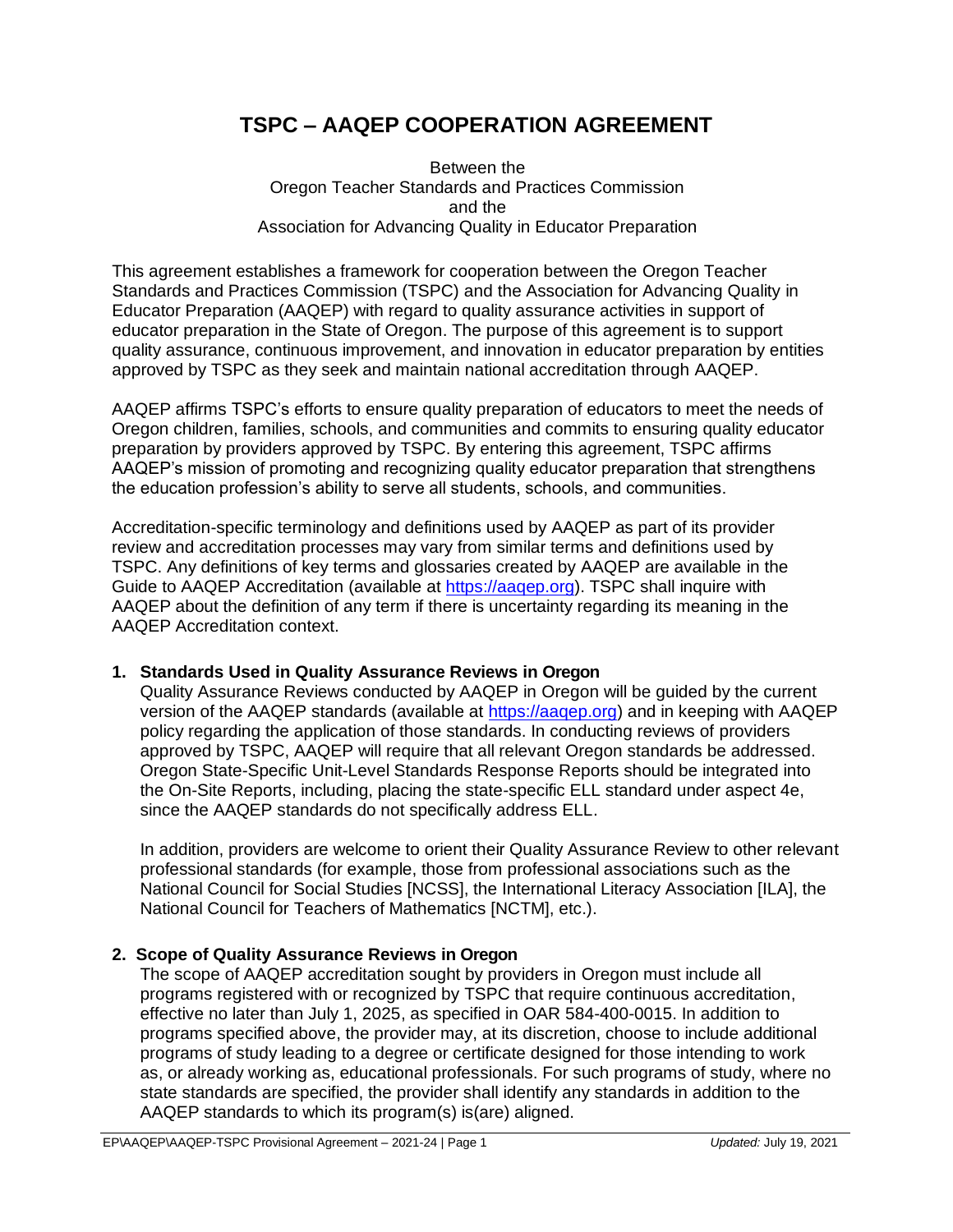# TSPC – AAQEP COOPERATION AGREEMENT

Between the
Oregon Teacher Standards and Practices Commission
and the
Association for Advancing Quality in Educator Preparation

This agreement establishes a framework for cooperation between the Oregon Teacher Standards and Practices Commission (TSPC) and the Association for Advancing Quality in Educator Preparation (AAQEP) with regard to quality assurance activities in support of educator preparation in the State of Oregon. The purpose of this agreement is to support quality assurance, continuous improvement, and innovation in educator preparation by entities approved by TSPC as they seek and maintain national accreditation through AAQEP.

AAQEP affirms TSPC's efforts to ensure quality preparation of educators to meet the needs of Oregon children, families, schools, and communities and commits to ensuring quality educator preparation by providers approved by TSPC. By entering this agreement, TSPC affirms AAQEP's mission of promoting and recognizing quality educator preparation that strengthens the education profession's ability to serve all students, schools, and communities.

Accreditation-specific terminology and definitions used by AAQEP as part of its provider review and accreditation processes may vary from similar terms and definitions used by TSPC. Any definitions of key terms and glossaries created by AAQEP are available in the Guide to AAQEP Accreditation (available at https://aaqep.org). TSPC shall inquire with AAQEP about the definition of any term if there is uncertainty regarding its meaning in the AAQEP Accreditation context.

## 1. Standards Used in Quality Assurance Reviews in Oregon

Quality Assurance Reviews conducted by AAQEP in Oregon will be guided by the current version of the AAQEP standards (available at https://aaqep.org) and in keeping with AAQEP policy regarding the application of those standards. In conducting reviews of providers approved by TSPC, AAQEP will require that all relevant Oregon standards be addressed. Oregon State-Specific Unit-Level Standards Response Reports should be integrated into the On-Site Reports, including, placing the state-specific ELL standard under aspect 4e, since the AAQEP standards do not specifically address ELL.

In addition, providers are welcome to orient their Quality Assurance Review to other relevant professional standards (for example, those from professional associations such as the National Council for Social Studies [NCSS], the International Literacy Association [ILA], the National Council for Teachers of Mathematics [NCTM], etc.).

## 2. Scope of Quality Assurance Reviews in Oregon

The scope of AAQEP accreditation sought by providers in Oregon must include all programs registered with or recognized by TSPC that require continuous accreditation, effective no later than July 1, 2025, as specified in OAR 584-400-0015. In addition to programs specified above, the provider may, at its discretion, choose to include additional programs of study leading to a degree or certificate designed for those intending to work as, or already working as, educational professionals. For such programs of study, where no state standards are specified, the provider shall identify any standards in addition to the AAQEP standards to which its program(s) is(are) aligned.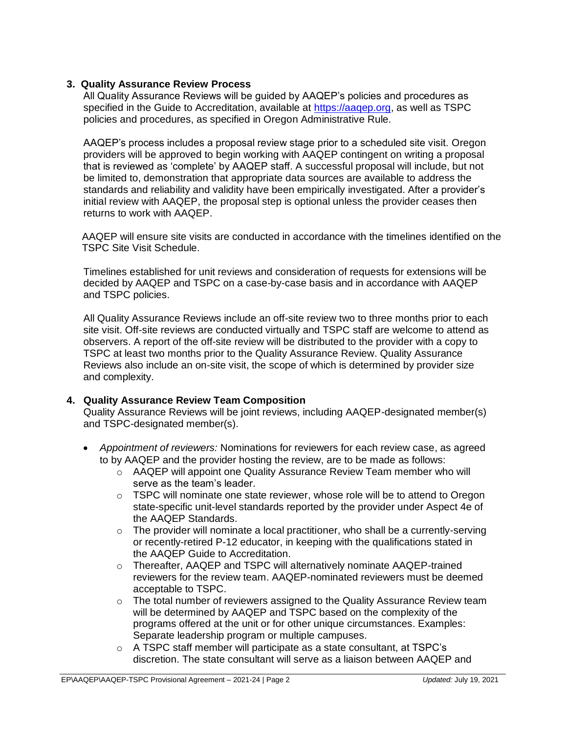3. **Quality Assurance Review Process**

   All Quality Assurance Reviews will be guided by AAQEP's policies and procedures as specified in the Guide to Accreditation, available at [https://aaqep.org](https://aaqep.org), as well as TSPC policies and procedures, as specified in Oregon Administrative Rule.

   AAQEP's process includes a proposal review stage prior to a scheduled site visit. Oregon providers will be approved to begin working with AAQEP contingent on writing a proposal that is reviewed as 'complete' by AAQEP staff. A successful proposal will include, but not be limited to, demonstration that appropriate data sources are available to address the standards and reliability and validity have been empirically investigated. After a provider's initial review with AAQEP, the proposal step is optional unless the provider ceases then returns to work with AAQEP.

   AAQEP will ensure site visits are conducted in accordance with the timelines identified on the TSPC Site Visit Schedule.

   Timelines established for unit reviews and consideration of requests for extensions will be decided by AAQEP and TSPC on a case-by-case basis and in accordance with AAQEP and TSPC policies.

   All Quality Assurance Reviews include an off-site review two to three months prior to each site visit. Off-site reviews are conducted virtually and TSPC staff are welcome to attend as observers. A report of the off-site review will be distributed to the provider with a copy to TSPC at least two months prior to the Quality Assurance Review. Quality Assurance Reviews also include an on-site visit, the scope of which is determined by provider size and complexity.

4. **Quality Assurance Review Team Composition**

   Quality Assurance Reviews will be joint reviews, including AAQEP-designated member(s) and TSPC-designated member(s).

   - *Appointment of reviewers:* Nominations for reviewers for each review case, as agreed to by AAQEP and the provider hosting the review, are to be made as follows:
     - AAQEP will appoint one Quality Assurance Review Team member who will serve as the team's leader.
     - TSPC will nominate one state reviewer, whose role will be to attend to Oregon state-specific unit-level standards reported by the provider under Aspect 4e of the AAQEP Standards.
     - The provider will nominate a local practitioner, who shall be a currently-serving or recently-retired P-12 educator, in keeping with the qualifications stated in the AAQEP Guide to Accreditation.
     - Thereafter, AAQEP and TSPC will alternatively nominate AAQEP-trained reviewers for the review team. AAQEP-nominated reviewers must be deemed acceptable to TSPC.
     - The total number of reviewers assigned to the Quality Assurance Review team will be determined by AAQEP and TSPC based on the complexity of the programs offered at the unit or for other unique circumstances. Examples: Separate leadership program or multiple campuses.
     - A TSPC staff member will participate as a state consultant, at TSPC's discretion. The state consultant will serve as a liaison between AAQEP and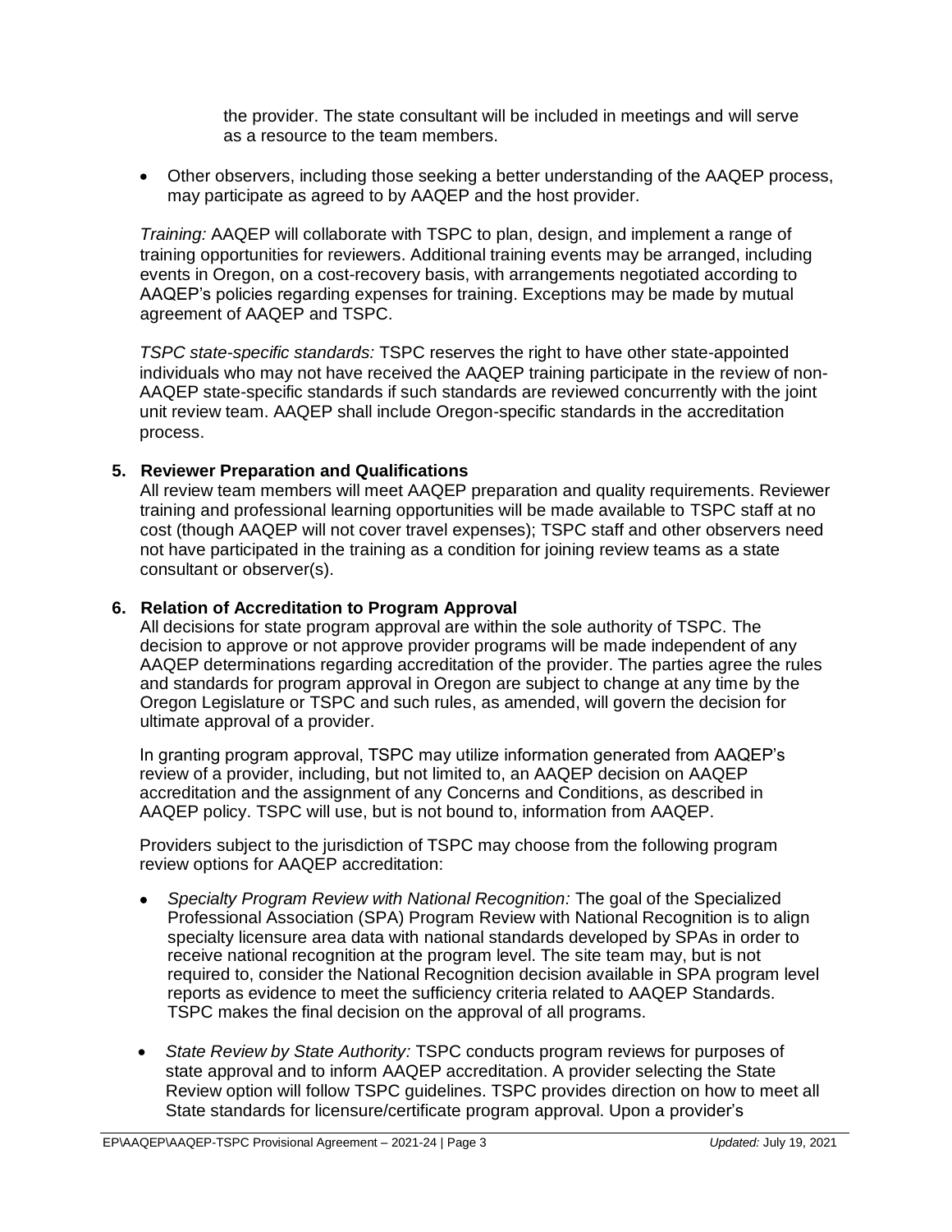the provider. The state consultant will be included in meetings and will serve as a resource to the team members.

- Other observers, including those seeking a better understanding of the AAQEP process, may participate as agreed to by AAQEP and the host provider.

*Training:* AAQEP will collaborate with TSPC to plan, design, and implement a range of training opportunities for reviewers. Additional training events may be arranged, including events in Oregon, on a cost-recovery basis, with arrangements negotiated according to AAQEP's policies regarding expenses for training. Exceptions may be made by mutual agreement of AAQEP and TSPC.

*TSPC state-specific standards:* TSPC reserves the right to have other state-appointed individuals who may not have received the AAQEP training participate in the review of non-AAQEP state-specific standards if such standards are reviewed concurrently with the joint unit review team. AAQEP shall include Oregon-specific standards in the accreditation process.

### 5. Reviewer Preparation and Qualifications

All review team members will meet AAQEP preparation and quality requirements. Reviewer training and professional learning opportunities will be made available to TSPC staff at no cost (though AAQEP will not cover travel expenses); TSPC staff and other observers need not have participated in the training as a condition for joining review teams as a state consultant or observer(s).

### 6. Relation of Accreditation to Program Approval

All decisions for state program approval are within the sole authority of TSPC. The decision to approve or not approve provider programs will be made independent of any AAQEP determinations regarding accreditation of the provider. The parties agree the rules and standards for program approval in Oregon are subject to change at any time by the Oregon Legislature or TSPC and such rules, as amended, will govern the decision for ultimate approval of a provider.

In granting program approval, TSPC may utilize information generated from AAQEP's review of a provider, including, but not limited to, an AAQEP decision on AAQEP accreditation and the assignment of any Concerns and Conditions, as described in AAQEP policy. TSPC will use, but is not bound to, information from AAQEP.

Providers subject to the jurisdiction of TSPC may choose from the following program review options for AAQEP accreditation:

- *Specialty Program Review with National Recognition:* The goal of the Specialized Professional Association (SPA) Program Review with National Recognition is to align specialty licensure area data with national standards developed by SPAs in order to receive national recognition at the program level. The site team may, but is not required to, consider the National Recognition decision available in SPA program level reports as evidence to meet the sufficiency criteria related to AAQEP Standards. TSPC makes the final decision on the approval of all programs.

- *State Review by State Authority:* TSPC conducts program reviews for purposes of state approval and to inform AAQEP accreditation. A provider selecting the State Review option will follow TSPC guidelines. TSPC provides direction on how to meet all State standards for licensure/certificate program approval. Upon a provider's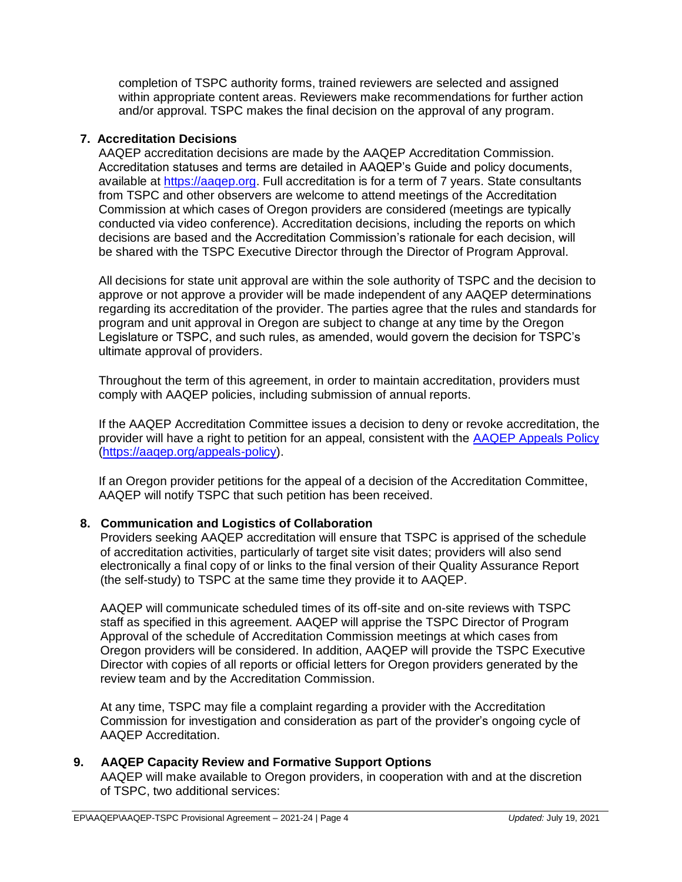completion of TSPC authority forms, trained reviewers are selected and assigned within appropriate content areas. Reviewers make recommendations for further action and/or approval. TSPC makes the final decision on the approval of any program.

**7. Accreditation Decisions**

AAQEP accreditation decisions are made by the AAQEP Accreditation Commission. Accreditation statuses and terms are detailed in AAQEP's Guide and policy documents, available at [https://aaqep.org](https://aaqep.org). Full accreditation is for a term of 7 years. State consultants from TSPC and other observers are welcome to attend meetings of the Accreditation Commission at which cases of Oregon providers are considered (meetings are typically conducted via video conference). Accreditation decisions, including the reports on which decisions are based and the Accreditation Commission's rationale for each decision, will be shared with the TSPC Executive Director through the Director of Program Approval.

All decisions for state unit approval are within the sole authority of TSPC and the decision to approve or not approve a provider will be made independent of any AAQEP determinations regarding its accreditation of the provider. The parties agree that the rules and standards for program and unit approval in Oregon are subject to change at any time by the Oregon Legislature or TSPC, and such rules, as amended, would govern the decision for TSPC's ultimate approval of providers.

Throughout the term of this agreement, in order to maintain accreditation, providers must comply with AAQEP policies, including submission of annual reports.

If the AAQEP Accreditation Committee issues a decision to deny or revoke accreditation, the provider will have a right to petition for an appeal, consistent with the [AAQEP Appeals Policy](https://aaqep.org/appeals-policy) ([https://aaqep.org/appeals-policy](https://aaqep.org/appeals-policy)).

If an Oregon provider petitions for the appeal of a decision of the Accreditation Committee, AAQEP will notify TSPC that such petition has been received.

**8. Communication and Logistics of Collaboration**

Providers seeking AAQEP accreditation will ensure that TSPC is apprised of the schedule of accreditation activities, particularly of target site visit dates; providers will also send electronically a final copy of or links to the final version of their Quality Assurance Report (the self-study) to TSPC at the same time they provide it to AAQEP.

AAQEP will communicate scheduled times of its off-site and on-site reviews with TSPC staff as specified in this agreement. AAQEP will apprise the TSPC Director of Program Approval of the schedule of Accreditation Commission meetings at which cases from Oregon providers will be considered. In addition, AAQEP will provide the TSPC Executive Director with copies of all reports or official letters for Oregon providers generated by the review team and by the Accreditation Commission.

At any time, TSPC may file a complaint regarding a provider with the Accreditation Commission for investigation and consideration as part of the provider's ongoing cycle of AAQEP Accreditation.

**9. AAQEP Capacity Review and Formative Support Options**

AAQEP will make available to Oregon providers, in cooperation with and at the discretion of TSPC, two additional services: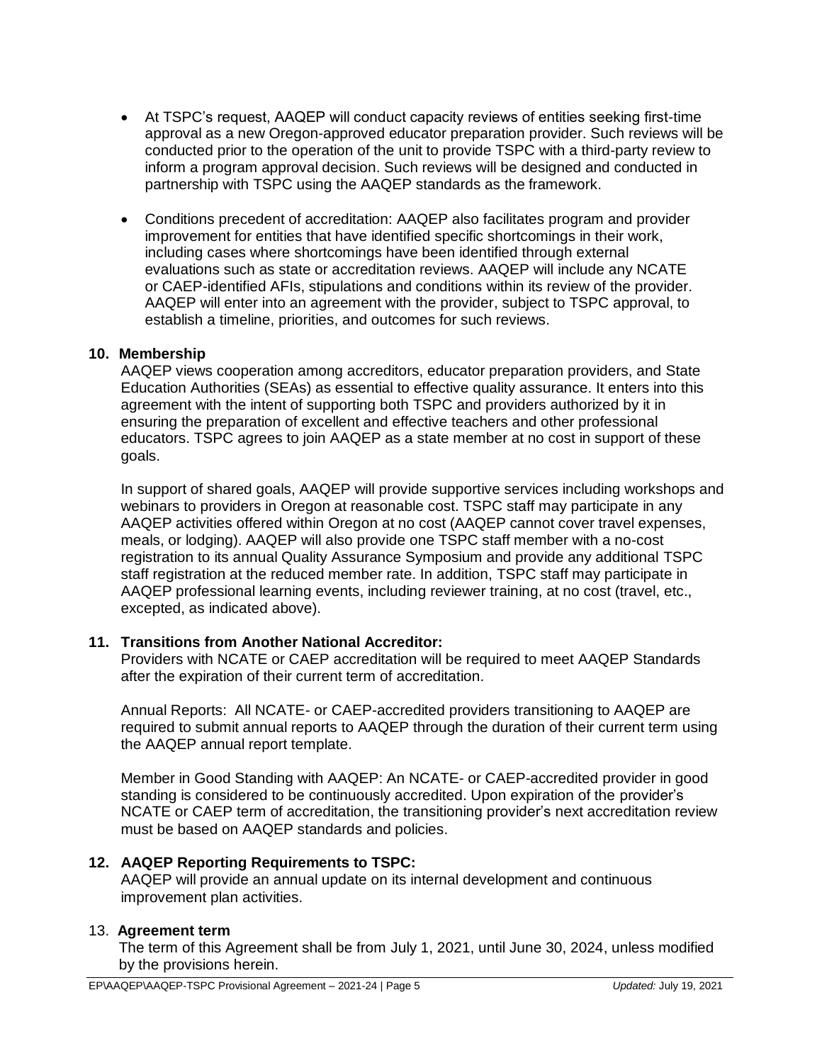- At TSPC's request, AAQEP will conduct capacity reviews of entities seeking first-time approval as a new Oregon-approved educator preparation provider. Such reviews will be conducted prior to the operation of the unit to provide TSPC with a third-party review to inform a program approval decision. Such reviews will be designed and conducted in partnership with TSPC using the AAQEP standards as the framework.

- Conditions precedent of accreditation: AAQEP also facilitates program and provider improvement for entities that have identified specific shortcomings in their work, including cases where shortcomings have been identified through external evaluations such as state or accreditation reviews. AAQEP will include any NCATE or CAEP-identified AFIs, stipulations and conditions within its review of the provider. AAQEP will enter into an agreement with the provider, subject to TSPC approval, to establish a timeline, priorities, and outcomes for such reviews.

**10. Membership**

AAQEP views cooperation among accreditors, educator preparation providers, and State Education Authorities (SEAs) as essential to effective quality assurance. It enters into this agreement with the intent of supporting both TSPC and providers authorized by it in ensuring the preparation of excellent and effective teachers and other professional educators. TSPC agrees to join AAQEP as a state member at no cost in support of these goals.

In support of shared goals, AAQEP will provide supportive services including workshops and webinars to providers in Oregon at reasonable cost. TSPC staff may participate in any AAQEP activities offered within Oregon at no cost (AAQEP cannot cover travel expenses, meals, or lodging). AAQEP will also provide one TSPC staff member with a no-cost registration to its annual Quality Assurance Symposium and provide any additional TSPC staff registration at the reduced member rate. In addition, TSPC staff may participate in AAQEP professional learning events, including reviewer training, at no cost (travel, etc., excepted, as indicated above).

**11. Transitions from Another National Accreditor:**

Providers with NCATE or CAEP accreditation will be required to meet AAQEP Standards after the expiration of their current term of accreditation.

Annual Reports: All NCATE- or CAEP-accredited providers transitioning to AAQEP are required to submit annual reports to AAQEP through the duration of their current term using the AAQEP annual report template.

Member in Good Standing with AAQEP: An NCATE- or CAEP-accredited provider in good standing is considered to be continuously accredited. Upon expiration of the provider's NCATE or CAEP term of accreditation, the transitioning provider's next accreditation review must be based on AAQEP standards and policies.

**12. AAQEP Reporting Requirements to TSPC:**

AAQEP will provide an annual update on its internal development and continuous improvement plan activities.

13. **Agreement term**

The term of this Agreement shall be from July 1, 2021, until June 30, 2024, unless modified by the provisions herein.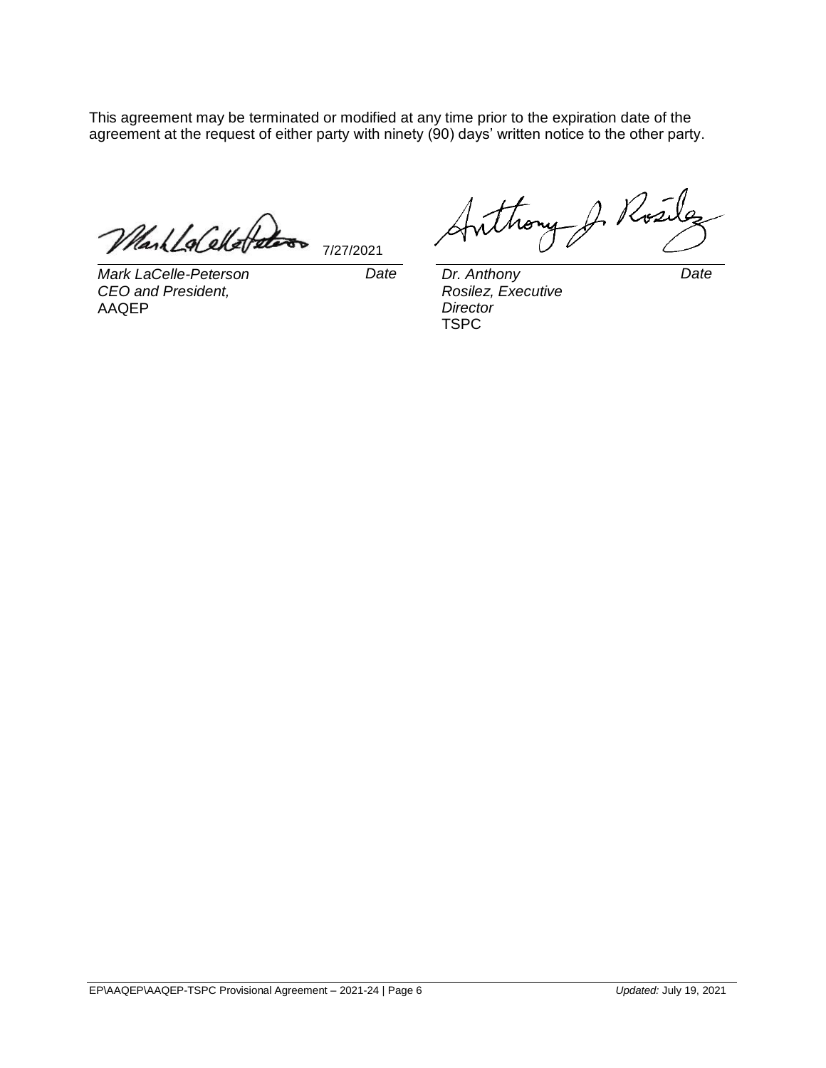This agreement may be terminated or modified at any time prior to the expiration date of the agreement at the request of either party with ninety (90) days' written notice to the other party.

7/27/2021

*Mark LaCelle-Peterson* *Date*
*CEO and President,*
AAQEP

*Dr. Anthony Rosilez, Executive Director* *Date*
TSPC